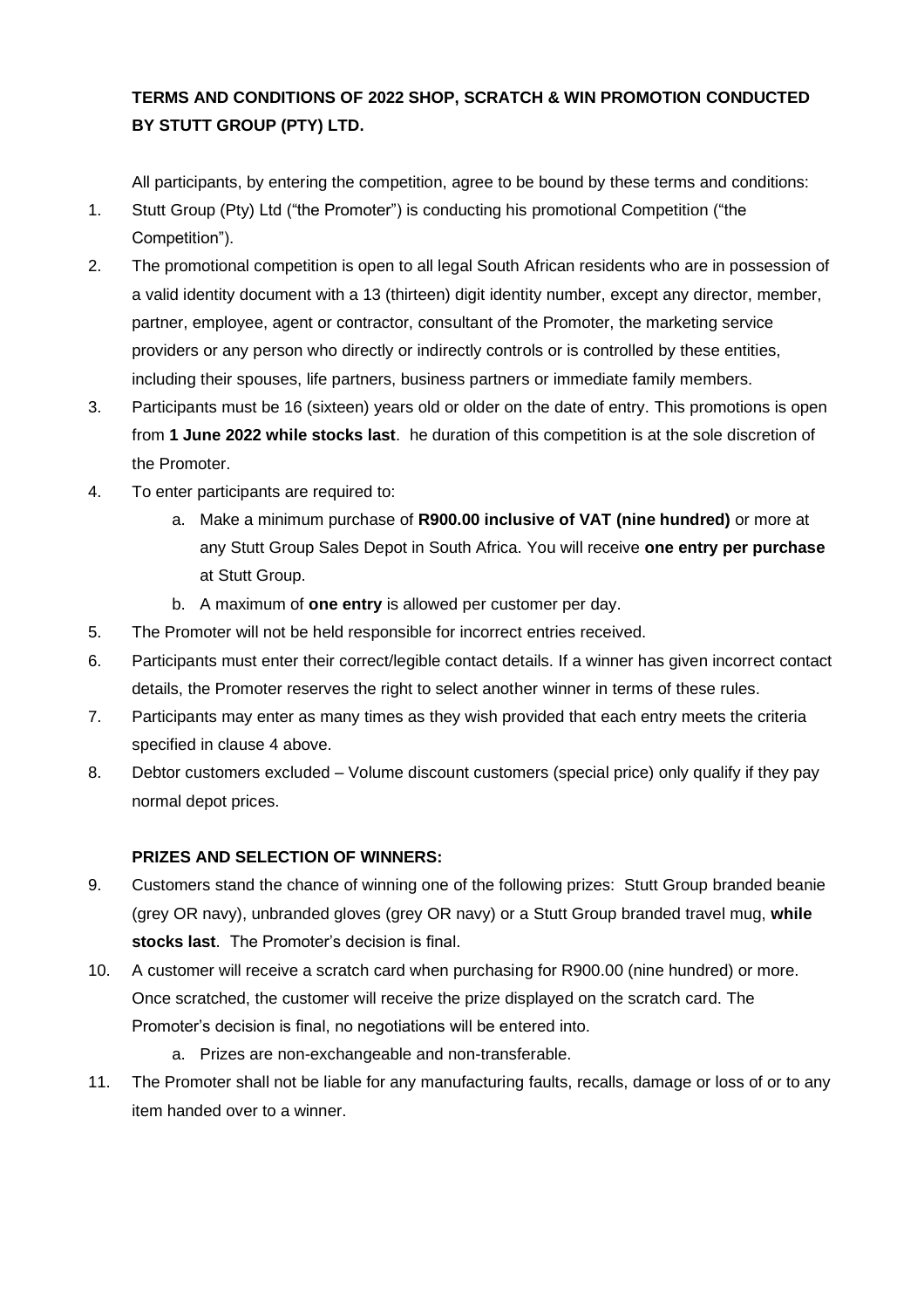**TERMS AND CONDITIONS OF 2022 SHOP, SCRATCH & WIN PROMOTION CONDUCTED BY STUTT GROUP (PTY) LTD.**

All participants, by entering the competition, agree to be bound by these terms and conditions:

1. Stutt Group (Pty) Ltd ("the Promoter") is conducting his promotional Competition ("the Competition").
2. The promotional competition is open to all legal South African residents who are in possession of a valid identity document with a 13 (thirteen) digit identity number, except any director, member, partner, employee, agent or contractor, consultant of the Promoter, the marketing service providers or any person who directly or indirectly controls or is controlled by these entities, including their spouses, life partners, business partners or immediate family members.
3. Participants must be 16 (sixteen) years old or older on the date of entry. This promotions is open from **1 June 2022 while stocks last**. he duration of this competition is at the sole discretion of the Promoter.
4. To enter participants are required to:
    a. Make a minimum purchase of **R900.00 inclusive of VAT (nine hundred)** or more at any Stutt Group Sales Depot in South Africa. You will receive **one entry per purchase** at Stutt Group.
    b. A maximum of **one entry** is allowed per customer per day.
5. The Promoter will not be held responsible for incorrect entries received.
6. Participants must enter their correct/legible contact details. If a winner has given incorrect contact details, the Promoter reserves the right to select another winner in terms of these rules.
7. Participants may enter as many times as they wish provided that each entry meets the criteria specified in clause 4 above.
8. Debtor customers excluded – Volume discount customers (special price) only qualify if they pay normal depot prices.

**PRIZES AND SELECTION OF WINNERS:**

9. Customers stand the chance of winning one of the following prizes: Stutt Group branded beanie (grey OR navy), unbranded gloves (grey OR navy) or a Stutt Group branded travel mug, **while stocks last**. The Promoter's decision is final.
10. A customer will receive a scratch card when purchasing for R900.00 (nine hundred) or more. Once scratched, the customer will receive the prize displayed on the scratch card. The Promoter's decision is final, no negotiations will be entered into.
    a. Prizes are non-exchangeable and non-transferable.
11. The Promoter shall not be liable for any manufacturing faults, recalls, damage or loss of or to any item handed over to a winner.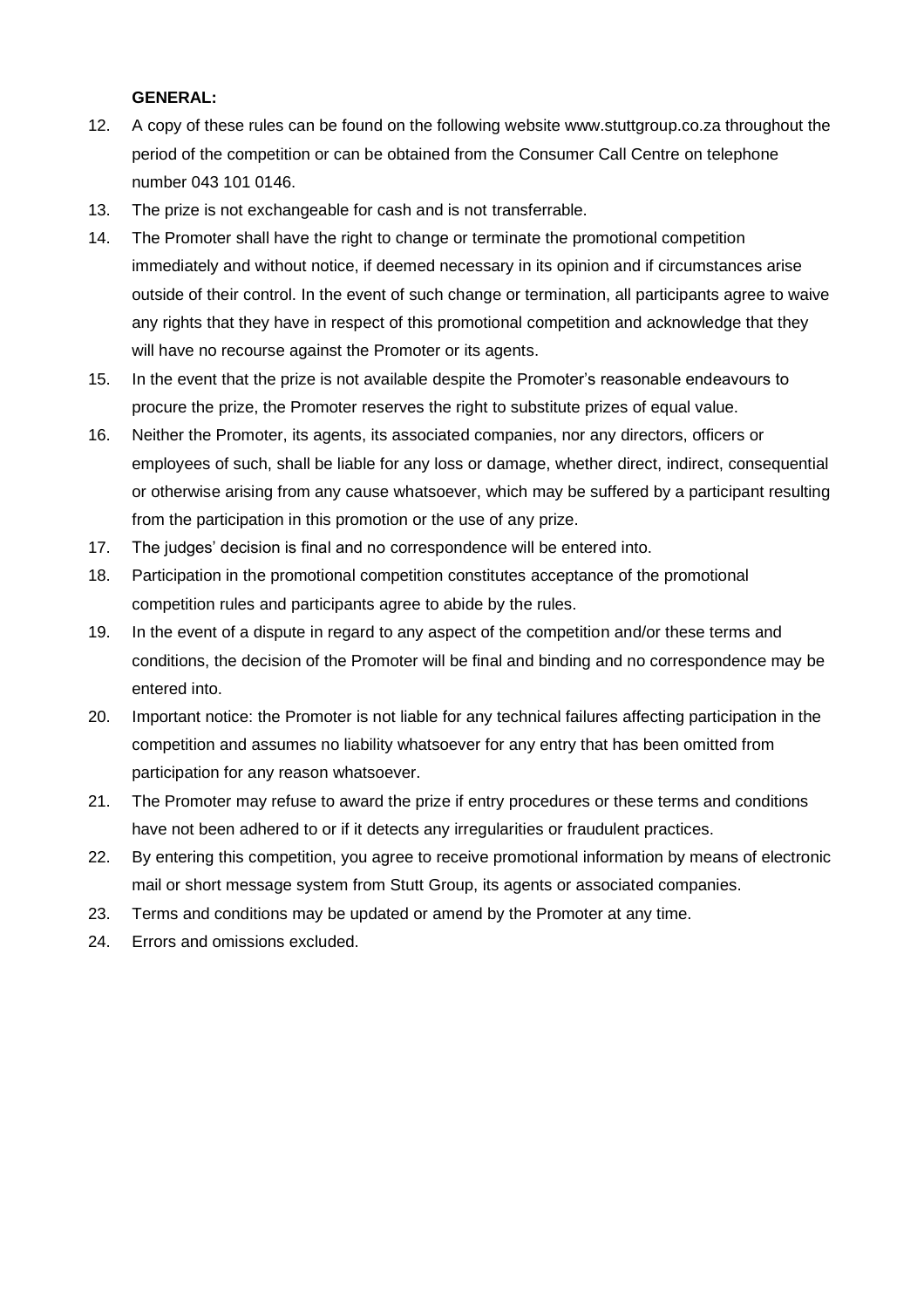**GENERAL:**

12. A copy of these rules can be found on the following website www.stuttgroup.co.za throughout the period of the competition or can be obtained from the Consumer Call Centre on telephone number 043 101 0146.
13. The prize is not exchangeable for cash and is not transferrable.
14. The Promoter shall have the right to change or terminate the promotional competition immediately and without notice, if deemed necessary in its opinion and if circumstances arise outside of their control. In the event of such change or termination, all participants agree to waive any rights that they have in respect of this promotional competition and acknowledge that they will have no recourse against the Promoter or its agents.
15. In the event that the prize is not available despite the Promoter's reasonable endeavours to procure the prize, the Promoter reserves the right to substitute prizes of equal value.
16. Neither the Promoter, its agents, its associated companies, nor any directors, officers or employees of such, shall be liable for any loss or damage, whether direct, indirect, consequential or otherwise arising from any cause whatsoever, which may be suffered by a participant resulting from the participation in this promotion or the use of any prize.
17. The judges' decision is final and no correspondence will be entered into.
18. Participation in the promotional competition constitutes acceptance of the promotional competition rules and participants agree to abide by the rules.
19. In the event of a dispute in regard to any aspect of the competition and/or these terms and conditions, the decision of the Promoter will be final and binding and no correspondence may be entered into.
20. Important notice: the Promoter is not liable for any technical failures affecting participation in the competition and assumes no liability whatsoever for any entry that has been omitted from participation for any reason whatsoever.
21. The Promoter may refuse to award the prize if entry procedures or these terms and conditions have not been adhered to or if it detects any irregularities or fraudulent practices.
22. By entering this competition, you agree to receive promotional information by means of electronic mail or short message system from Stutt Group, its agents or associated companies.
23. Terms and conditions may be updated or amend by the Promoter at any time.
24. Errors and omissions excluded.